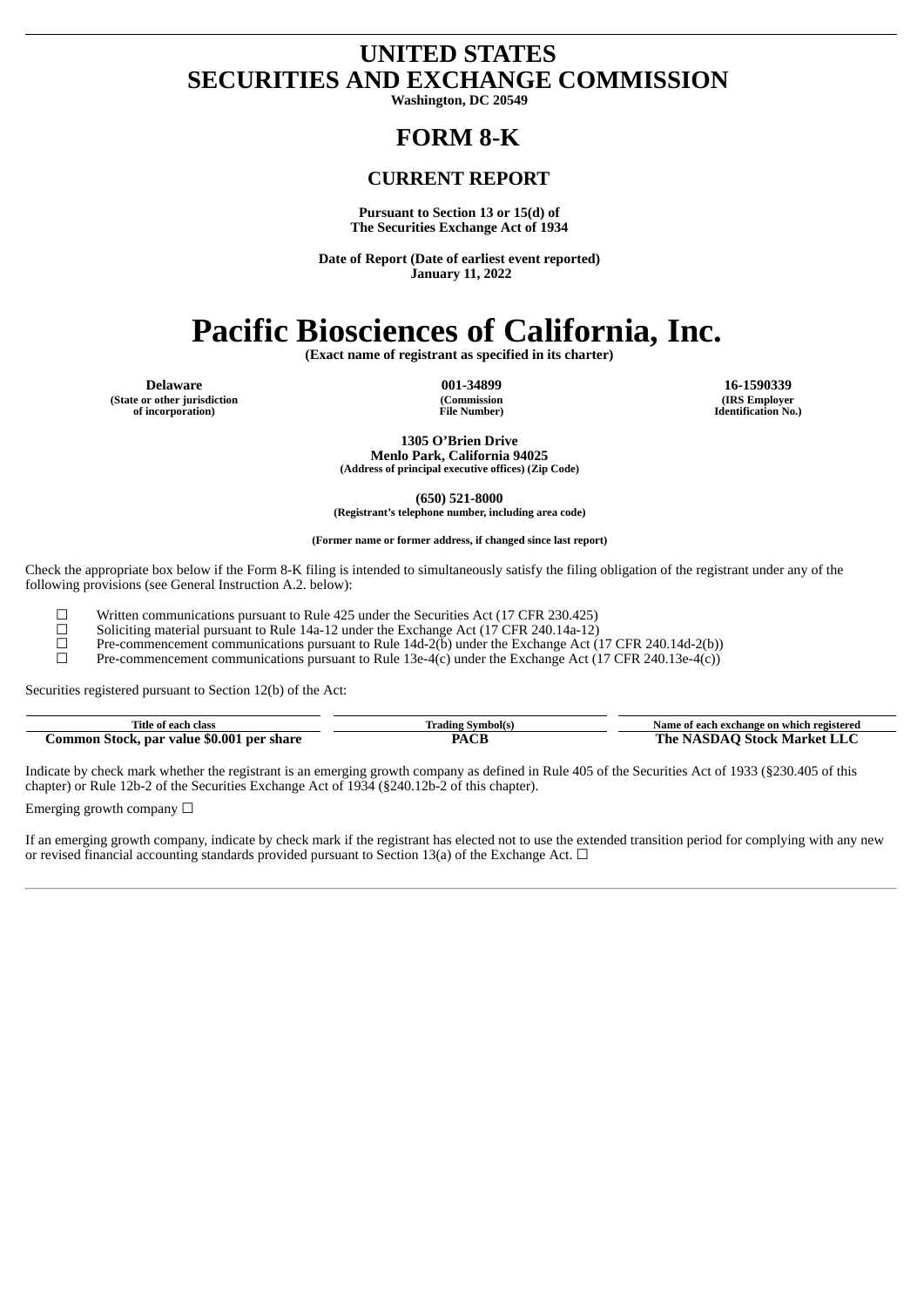# UNITED STATES
# SECURITIES AND EXCHANGE COMMISSION

**Washington, DC 20549**

# FORM 8-K

## CURRENT REPORT

**Pursuant to Section 13 or 15(d) of**
**The Securities Exchange Act of 1934**

**Date of Report (Date of earliest event reported)**
**January 11, 2022**

# Pacific Biosciences of California, Inc.

**(Exact name of registrant as specified in its charter)**

| Delaware | 001-34899 | 16-1590339 |
|---|---|---|
| (State or other jurisdiction of incorporation) | (Commission File Number) | (IRS Employer Identification No.) |

**1305 O'Brien Drive**
**Menlo Park, California 94025**
**(Address of principal executive offices) (Zip Code)**

**(650) 521-8000**
**(Registrant's telephone number, including area code)**

**(Former name or former address, if changed since last report)**

Check the appropriate box below if the Form 8-K filing is intended to simultaneously satisfy the filing obligation of the registrant under any of the following provisions (see General Instruction A.2. below):

☐ Written communications pursuant to Rule 425 under the Securities Act (17 CFR 230.425)
☐ Soliciting material pursuant to Rule 14a-12 under the Exchange Act (17 CFR 240.14a-12)
☐ Pre-commencement communications pursuant to Rule 14d-2(b) under the Exchange Act (17 CFR 240.14d-2(b))
☐ Pre-commencement communications pursuant to Rule 13e-4(c) under the Exchange Act (17 CFR 240.13e-4(c))

Securities registered pursuant to Section 12(b) of the Act:

| Title of each class | Trading Symbol(s) | Name of each exchange on which registered |
|---|---|---|
| **Common Stock, par value $0.001 per share** | **PACB** | **The NASDAQ Stock Market LLC** |

Indicate by check mark whether the registrant is an emerging growth company as defined in Rule 405 of the Securities Act of 1933 (§230.405 of this chapter) or Rule 12b-2 of the Securities Exchange Act of 1934 (§240.12b-2 of this chapter).

Emerging growth company ☐

If an emerging growth company, indicate by check mark if the registrant has elected not to use the extended transition period for complying with any new or revised financial accounting standards provided pursuant to Section 13(a) of the Exchange Act. ☐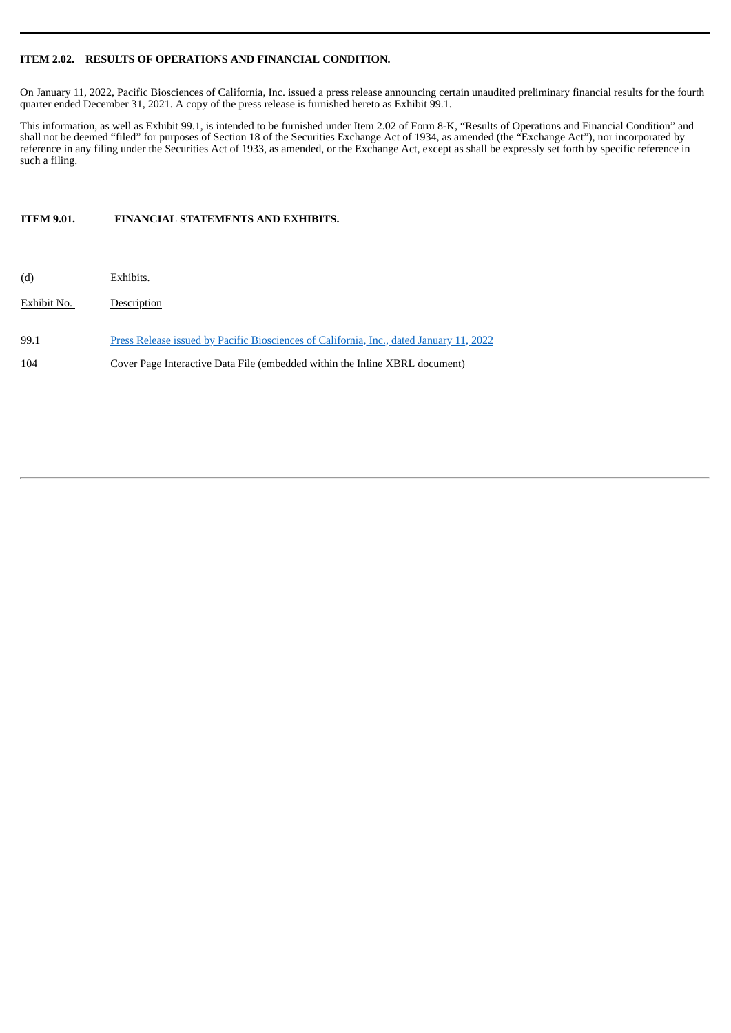**ITEM 2.02. RESULTS OF OPERATIONS AND FINANCIAL CONDITION.**

On January 11, 2022, Pacific Biosciences of California, Inc. issued a press release announcing certain unaudited preliminary financial results for the fourth quarter ended December 31, 2021. A copy of the press release is furnished hereto as Exhibit 99.1.

This information, as well as Exhibit 99.1, is intended to be furnished under Item 2.02 of Form 8-K, "Results of Operations and Financial Condition" and shall not be deemed "filed" for purposes of Section 18 of the Securities Exchange Act of 1934, as amended (the "Exchange Act"), nor incorporated by reference in any filing under the Securities Act of 1933, as amended, or the Exchange Act, except as shall be expressly set forth by specific reference in such a filing.

**ITEM 9.01. FINANCIAL STATEMENTS AND EXHIBITS.**

(d) Exhibits.

| Exhibit No. | Description |
| --- | --- |
| 99.1 | Press Release issued by Pacific Biosciences of California, Inc., dated January 11, 2022 |
| 104 | Cover Page Interactive Data File (embedded within the Inline XBRL document) |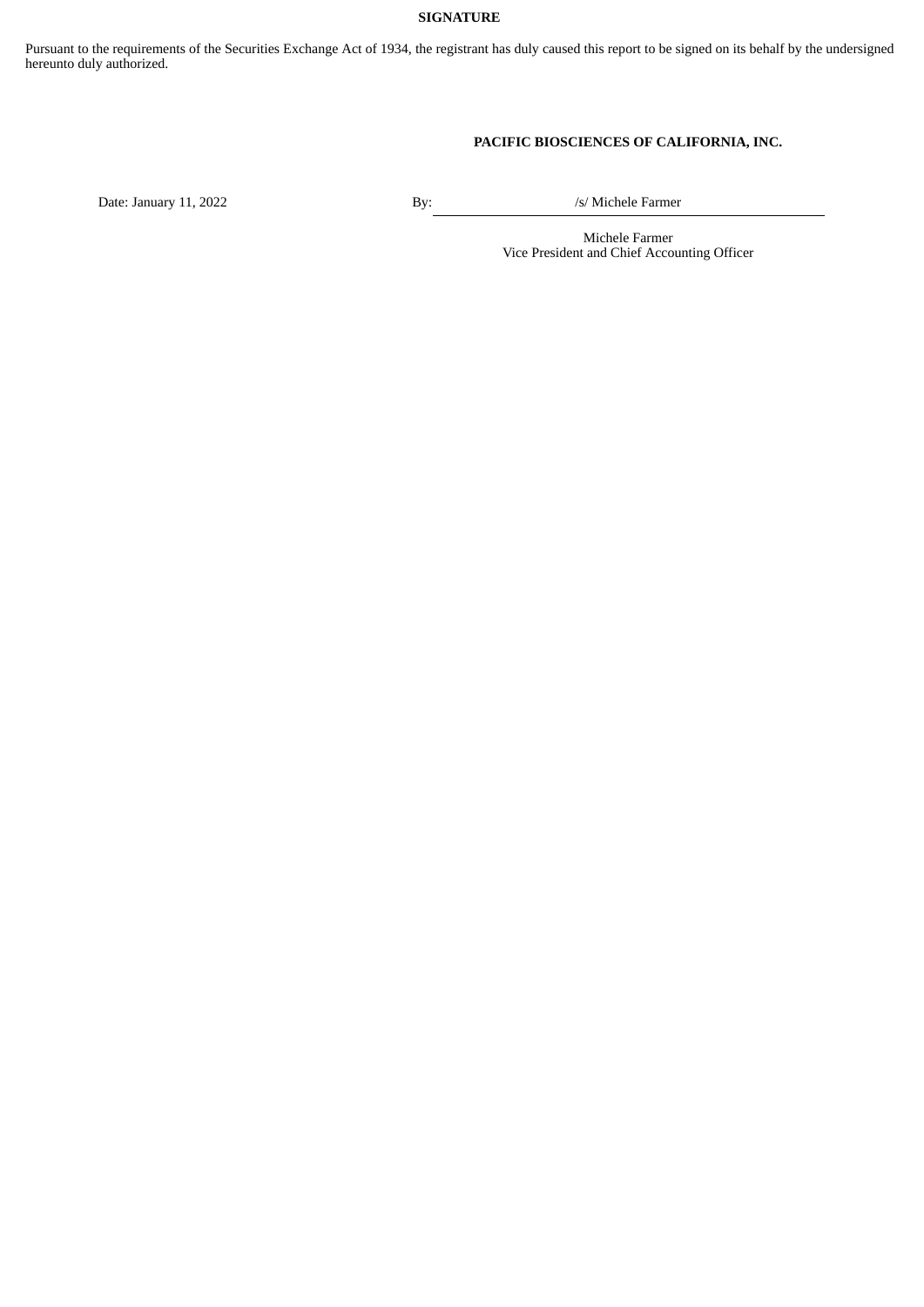**SIGNATURE**

Pursuant to the requirements of the Securities Exchange Act of 1934, the registrant has duly caused this report to be signed on its behalf by the undersigned hereunto duly authorized.

**PACIFIC BIOSCIENCES OF CALIFORNIA, INC.**

Date: January 11, 2022

By: /s/ Michele Farmer

Michele Farmer
Vice President and Chief Accounting Officer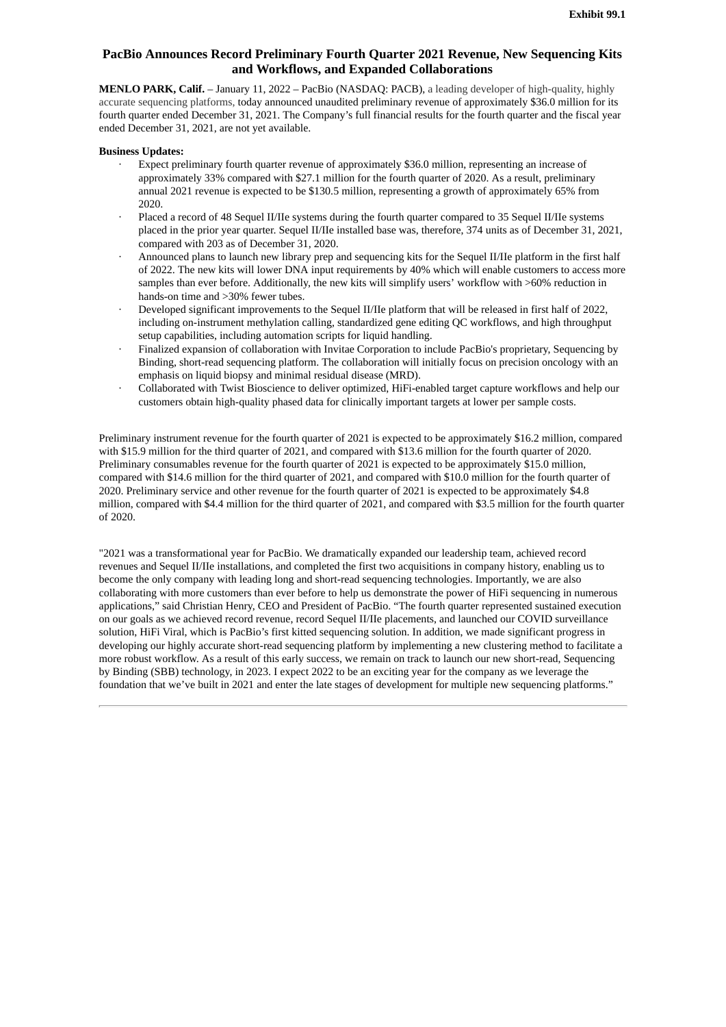Exhibit 99.1

# PacBio Announces Record Preliminary Fourth Quarter 2021 Revenue, New Sequencing Kits and Workflows, and Expanded Collaborations

**MENLO PARK, Calif.** – January 11, 2022 – PacBio (NASDAQ: PACB), a leading developer of high-quality, highly accurate sequencing platforms, today announced unaudited preliminary revenue of approximately $36.0 million for its fourth quarter ended December 31, 2021. The Company's full financial results for the fourth quarter and the fiscal year ended December 31, 2021, are not yet available.

**Business Updates:**

- Expect preliminary fourth quarter revenue of approximately $36.0 million, representing an increase of approximately 33% compared with $27.1 million for the fourth quarter of 2020. As a result, preliminary annual 2021 revenue is expected to be $130.5 million, representing a growth of approximately 65% from 2020.
- Placed a record of 48 Sequel II/IIe systems during the fourth quarter compared to 35 Sequel II/IIe systems placed in the prior year quarter. Sequel II/IIe installed base was, therefore, 374 units as of December 31, 2021, compared with 203 as of December 31, 2020.
- Announced plans to launch new library prep and sequencing kits for the Sequel II/IIe platform in the first half of 2022. The new kits will lower DNA input requirements by 40% which will enable customers to access more samples than ever before. Additionally, the new kits will simplify users' workflow with >60% reduction in hands-on time and >30% fewer tubes.
- Developed significant improvements to the Sequel II/IIe platform that will be released in first half of 2022, including on-instrument methylation calling, standardized gene editing QC workflows, and high throughput setup capabilities, including automation scripts for liquid handling.
- Finalized expansion of collaboration with Invitae Corporation to include PacBio's proprietary, Sequencing by Binding, short-read sequencing platform. The collaboration will initially focus on precision oncology with an emphasis on liquid biopsy and minimal residual disease (MRD).
- Collaborated with Twist Bioscience to deliver optimized, HiFi-enabled target capture workflows and help our customers obtain high-quality phased data for clinically important targets at lower per sample costs.

Preliminary instrument revenue for the fourth quarter of 2021 is expected to be approximately $16.2 million, compared with $15.9 million for the third quarter of 2021, and compared with $13.6 million for the fourth quarter of 2020. Preliminary consumables revenue for the fourth quarter of 2021 is expected to be approximately $15.0 million, compared with $14.6 million for the third quarter of 2021, and compared with $10.0 million for the fourth quarter of 2020. Preliminary service and other revenue for the fourth quarter of 2021 is expected to be approximately $4.8 million, compared with $4.4 million for the third quarter of 2021, and compared with $3.5 million for the fourth quarter of 2020.

"2021 was a transformational year for PacBio. We dramatically expanded our leadership team, achieved record revenues and Sequel II/IIe installations, and completed the first two acquisitions in company history, enabling us to become the only company with leading long and short-read sequencing technologies. Importantly, we are also collaborating with more customers than ever before to help us demonstrate the power of HiFi sequencing in numerous applications," said Christian Henry, CEO and President of PacBio. "The fourth quarter represented sustained execution on our goals as we achieved record revenue, record Sequel II/IIe placements, and launched our COVID surveillance solution, HiFi Viral, which is PacBio's first kitted sequencing solution. In addition, we made significant progress in developing our highly accurate short-read sequencing platform by implementing a new clustering method to facilitate a more robust workflow. As a result of this early success, we remain on track to launch our new short-read, Sequencing by Binding (SBB) technology, in 2023. I expect 2022 to be an exciting year for the company as we leverage the foundation that we've built in 2021 and enter the late stages of development for multiple new sequencing platforms."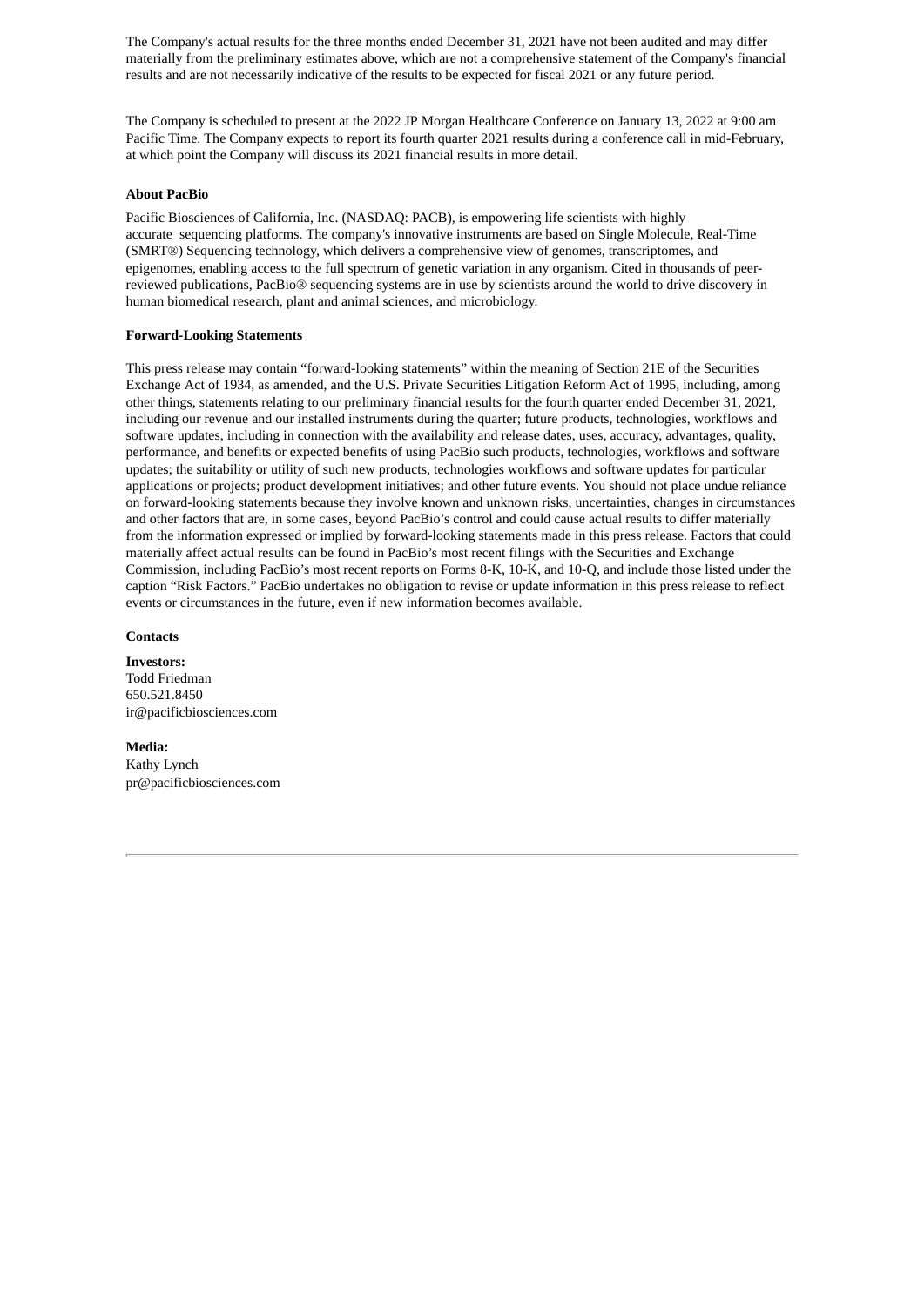The Company's actual results for the three months ended December 31, 2021 have not been audited and may differ materially from the preliminary estimates above, which are not a comprehensive statement of the Company's financial results and are not necessarily indicative of the results to be expected for fiscal 2021 or any future period.

The Company is scheduled to present at the 2022 JP Morgan Healthcare Conference on January 13, 2022 at 9:00 am Pacific Time. The Company expects to report its fourth quarter 2021 results during a conference call in mid-February, at which point the Company will discuss its 2021 financial results in more detail.

**About PacBio**

Pacific Biosciences of California, Inc. (NASDAQ: PACB), is empowering life scientists with highly accurate sequencing platforms. The company's innovative instruments are based on Single Molecule, Real-Time (SMRT®) Sequencing technology, which delivers a comprehensive view of genomes, transcriptomes, and epigenomes, enabling access to the full spectrum of genetic variation in any organism. Cited in thousands of peer-reviewed publications, PacBio® sequencing systems are in use by scientists around the world to drive discovery in human biomedical research, plant and animal sciences, and microbiology.

**Forward-Looking Statements**

This press release may contain "forward-looking statements" within the meaning of Section 21E of the Securities Exchange Act of 1934, as amended, and the U.S. Private Securities Litigation Reform Act of 1995, including, among other things, statements relating to our preliminary financial results for the fourth quarter ended December 31, 2021, including our revenue and our installed instruments during the quarter; future products, technologies, workflows and software updates, including in connection with the availability and release dates, uses, accuracy, advantages, quality, performance, and benefits or expected benefits of using PacBio such products, technologies, workflows and software updates; the suitability or utility of such new products, technologies workflows and software updates for particular applications or projects; product development initiatives; and other future events. You should not place undue reliance on forward-looking statements because they involve known and unknown risks, uncertainties, changes in circumstances and other factors that are, in some cases, beyond PacBio's control and could cause actual results to differ materially from the information expressed or implied by forward-looking statements made in this press release. Factors that could materially affect actual results can be found in PacBio's most recent filings with the Securities and Exchange Commission, including PacBio's most recent reports on Forms 8-K, 10-K, and 10-Q, and include those listed under the caption "Risk Factors." PacBio undertakes no obligation to revise or update information in this press release to reflect events or circumstances in the future, even if new information becomes available.

**Contacts**

**Investors:**
Todd Friedman
650.521.8450
ir@pacificbiosciences.com

**Media:**
Kathy Lynch
pr@pacificbiosciences.com